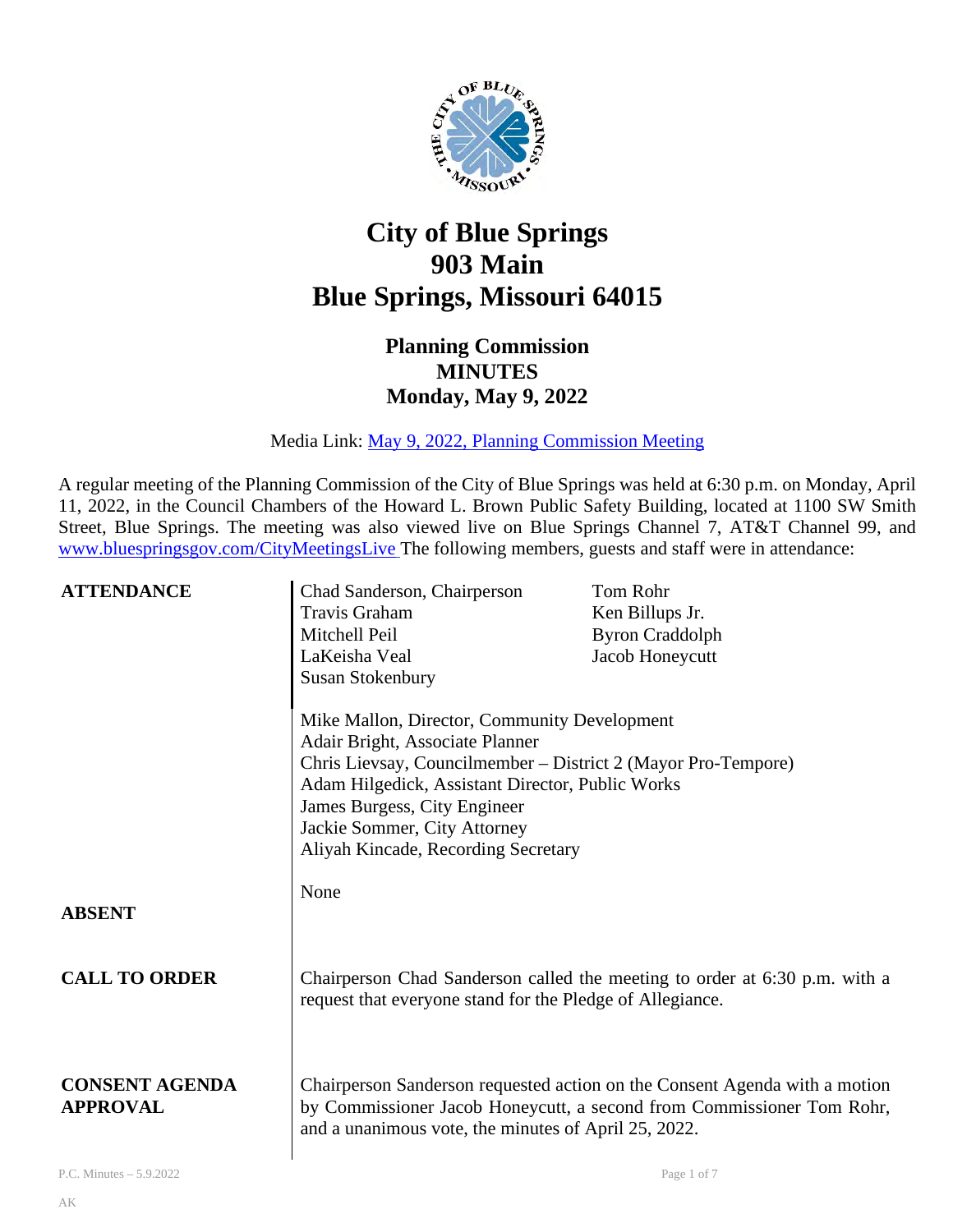# City of Blue Springs
# 903 Main
# Blue Springs, Missouri 64015

## Planning Commission
## MINUTES
## Monday, May 9, 2022

Media Link: [May 9, 2022, Planning Commission Meeting]

A regular meeting of the Planning Commission of the City of Blue Springs was held at 6:30 p.m. on Monday, April 11, 2022, in the Council Chambers of the Howard L. Brown Public Safety Building, located at 1100 SW Smith Street, Blue Springs. The meeting was also viewed live on Blue Springs Channel 7, AT&T Channel 99, and www.bluespringsgov.com/CityMeetingsLive The following members, guests and staff were in attendance:

**ATTENDANCE**

Chad Sanderson, Chairperson
Travis Graham
Mitchell Peil
LaKeisha Veal
Susan Stokenbury
Tom Rohr
Ken Billups Jr.
Byron Craddolph
Jacob Honeycutt

Mike Mallon, Director, Community Development
Adair Bright, Associate Planner
Chris Lievsay, Councilmember – District 2 (Mayor Pro-Tempore)
Adam Hilgedick, Assistant Director, Public Works
James Burgess, City Engineer
Jackie Sommer, City Attorney
Aliyah Kincade, Recording Secretary

**ABSENT**

None

**CALL TO ORDER**

Chairperson Chad Sanderson called the meeting to order at 6:30 p.m. with a request that everyone stand for the Pledge of Allegiance.

**CONSENT AGENDA APPROVAL**

Chairperson Sanderson requested action on the Consent Agenda with a motion by Commissioner Jacob Honeycutt, a second from Commissioner Tom Rohr, and a unanimous vote, the minutes of April 25, 2022.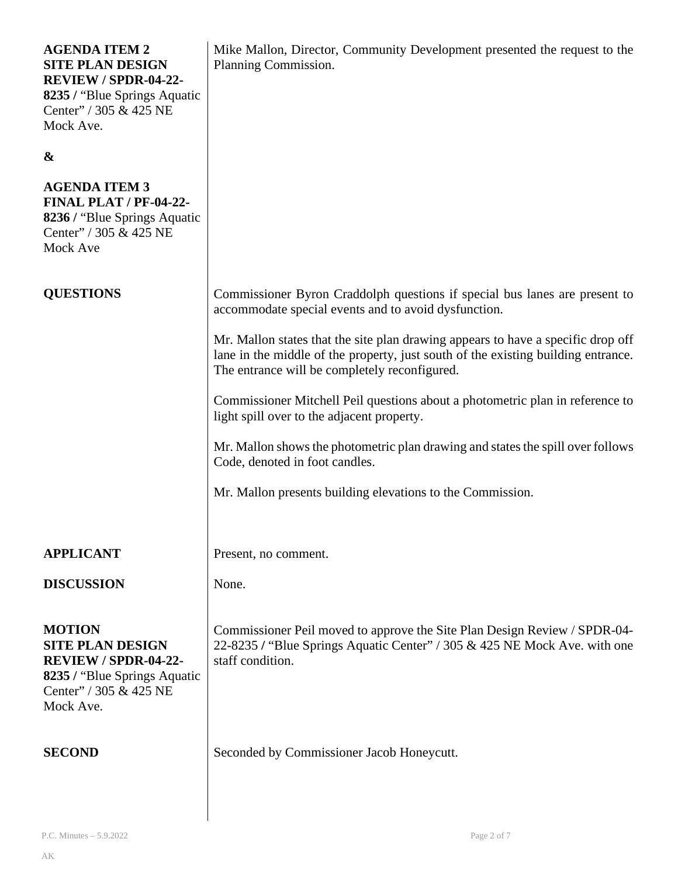**AGENDA ITEM 2**
**SITE PLAN DESIGN REVIEW / SPDR-04-22-8235 /** "Blue Springs Aquatic Center" / 305 & 425 NE Mock Ave.

**&**

**AGENDA ITEM 3**
**FINAL PLAT / PF-04-22-8236 /** "Blue Springs Aquatic Center" / 305 & 425 NE Mock Ave

Mike Mallon, Director, Community Development presented the request to the Planning Commission.

**QUESTIONS**

Commissioner Byron Craddolph questions if special bus lanes are present to accommodate special events and to avoid dysfunction.

Mr. Mallon states that the site plan drawing appears to have a specific drop off lane in the middle of the property, just south of the existing building entrance. The entrance will be completely reconfigured.

Commissioner Mitchell Peil questions about a photometric plan in reference to light spill over to the adjacent property.

Mr. Mallon shows the photometric plan drawing and states the spill over follows Code, denoted in foot candles.

Mr. Mallon presents building elevations to the Commission.

**APPLICANT**

Present, no comment.

**DISCUSSION**

None.

**MOTION**
**SITE PLAN DESIGN REVIEW / SPDR-04-22-8235 /** "Blue Springs Aquatic Center" / 305 & 425 NE Mock Ave.

Commissioner Peil moved to approve the Site Plan Design Review / SPDR-04-22-8235 / "Blue Springs Aquatic Center" / 305 & 425 NE Mock Ave. with one staff condition.

**SECOND**

Seconded by Commissioner Jacob Honeycutt.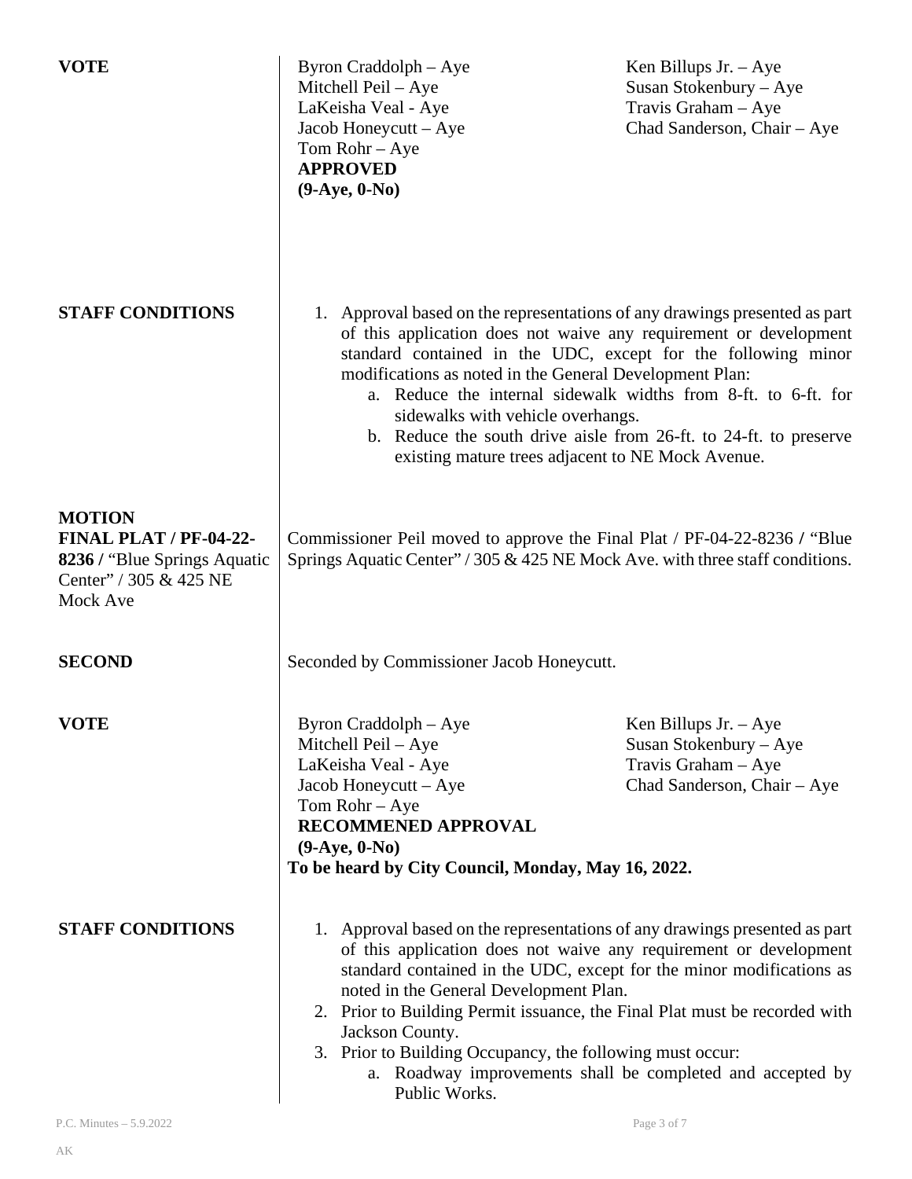**VOTE**

Byron Craddolph – Aye
Mitchell Peil – Aye
LaKeisha Veal - Aye
Jacob Honeycutt – Aye
Tom Rohr – Aye
Ken Billups Jr. – Aye
Susan Stokenbury – Aye
Travis Graham – Aye
Chad Sanderson, Chair – Aye

**APPROVED**
**(9-Aye, 0-No)**

**STAFF CONDITIONS**

1. Approval based on the representations of any drawings presented as part of this application does not waive any requirement or development standard contained in the UDC, except for the following minor modifications as noted in the General Development Plan:
   a. Reduce the internal sidewalk widths from 8-ft. to 6-ft. for sidewalks with vehicle overhangs.
   b. Reduce the south drive aisle from 26-ft. to 24-ft. to preserve existing mature trees adjacent to NE Mock Avenue.

**MOTION**
**FINAL PLAT / PF-04-22-8236 /** "Blue Springs Aquatic Center" / 305 & 425 NE Mock Ave

Commissioner Peil moved to approve the Final Plat / PF-04-22-8236 **/** "Blue Springs Aquatic Center" / 305 & 425 NE Mock Ave. with three staff conditions.

**SECOND**

Seconded by Commissioner Jacob Honeycutt.

**VOTE**

Byron Craddolph – Aye
Mitchell Peil – Aye
LaKeisha Veal - Aye
Jacob Honeycutt – Aye
Tom Rohr – Aye
Ken Billups Jr. – Aye
Susan Stokenbury – Aye
Travis Graham – Aye
Chad Sanderson, Chair – Aye

**RECOMMENED APPROVAL**
**(9-Aye, 0-No)**
**To be heard by City Council, Monday, May 16, 2022.**

**STAFF CONDITIONS**

1. Approval based on the representations of any drawings presented as part of this application does not waive any requirement or development standard contained in the UDC, except for the minor modifications as noted in the General Development Plan.
2. Prior to Building Permit issuance, the Final Plat must be recorded with Jackson County.
3. Prior to Building Occupancy, the following must occur:
   a. Roadway improvements shall be completed and accepted by Public Works.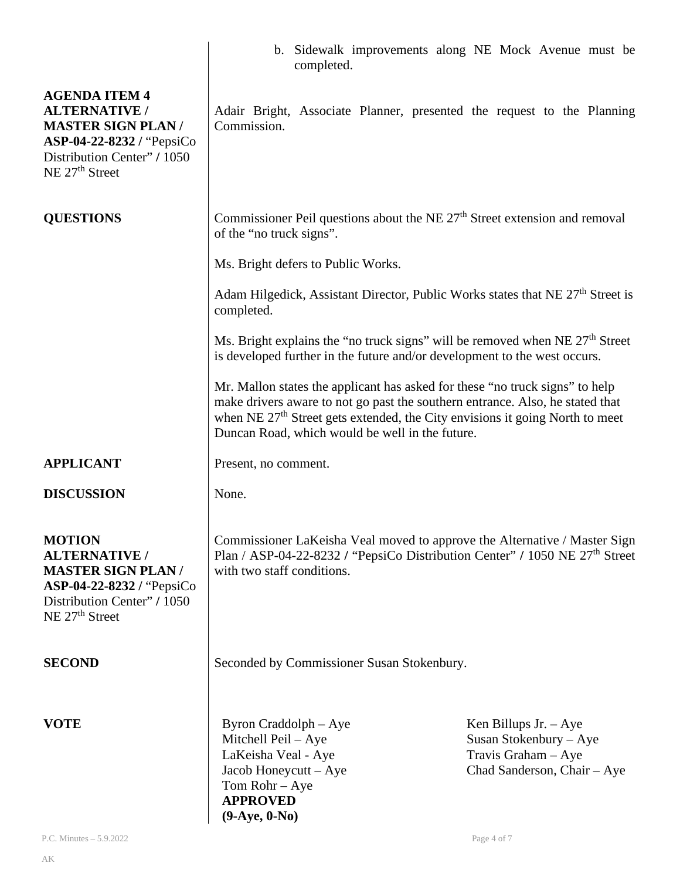b. Sidewalk improvements along NE Mock Avenue must be completed.

**AGENDA ITEM 4 ALTERNATIVE / MASTER SIGN PLAN / ASP-04-22-8232 /** "PepsiCo Distribution Center" **/** 1050 NE 27th Street

Adair Bright, Associate Planner, presented the request to the Planning Commission.

**QUESTIONS**

Commissioner Peil questions about the NE 27th Street extension and removal of the "no truck signs".

Ms. Bright defers to Public Works.

Adam Hilgedick, Assistant Director, Public Works states that NE 27th Street is completed.

Ms. Bright explains the "no truck signs" will be removed when NE 27th Street is developed further in the future and/or development to the west occurs.

Mr. Mallon states the applicant has asked for these "no truck signs" to help make drivers aware to not go past the southern entrance. Also, he stated that when NE 27th Street gets extended, the City envisions it going North to meet Duncan Road, which would be well in the future.

**APPLICANT**

Present, no comment.

**DISCUSSION**

None.

**MOTION ALTERNATIVE / MASTER SIGN PLAN / ASP-04-22-8232 /** "PepsiCo Distribution Center" **/** 1050 NE 27th Street

Commissioner LaKeisha Veal moved to approve the Alternative / Master Sign Plan / ASP-04-22-8232 / "PepsiCo Distribution Center" / 1050 NE 27th Street with two staff conditions.

**SECOND**

Seconded by Commissioner Susan Stokenbury.

**VOTE**

Byron Craddolph – Aye
Mitchell Peil – Aye
LaKeisha Veal - Aye
Jacob Honeycutt – Aye
Tom Rohr – Aye
Ken Billups Jr. – Aye
Susan Stokenbury – Aye
Travis Graham – Aye
Chad Sanderson, Chair – Aye

**APPROVED (9-Aye, 0-No)**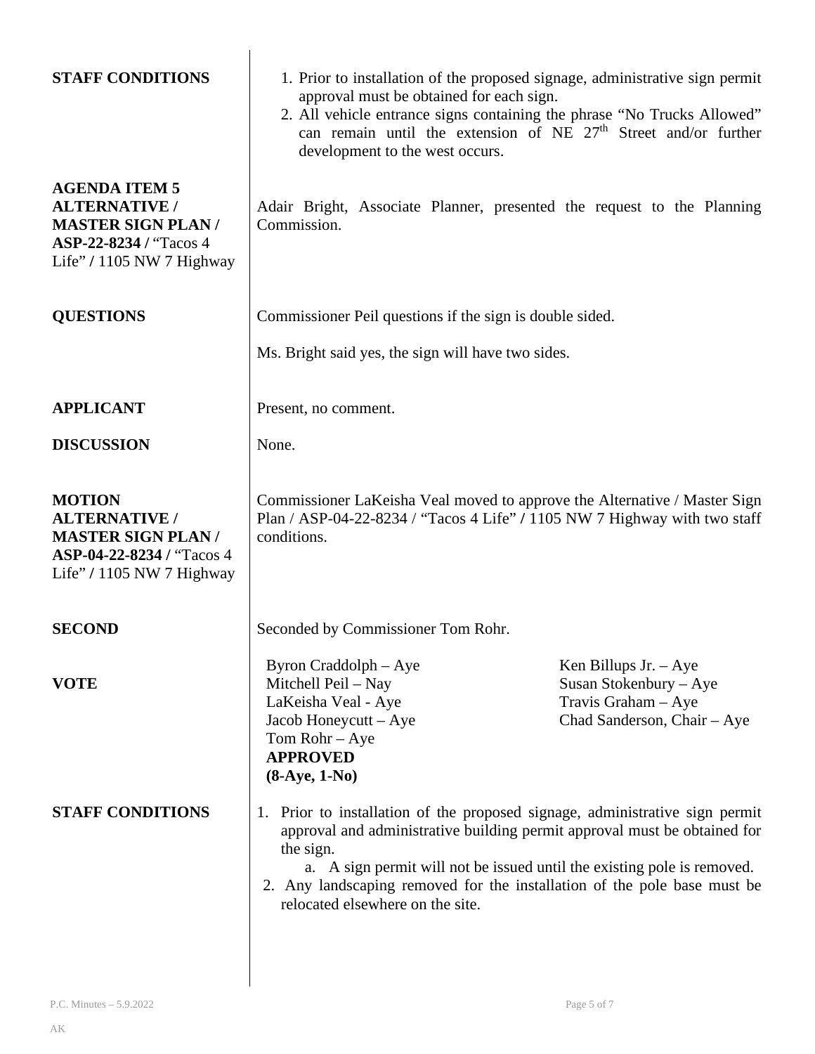**STAFF CONDITIONS**

1. Prior to installation of the proposed signage, administrative sign permit approval must be obtained for each sign.
2. All vehicle entrance signs containing the phrase "No Trucks Allowed" can remain until the extension of NE 27th Street and/or further development to the west occurs.

**AGENDA ITEM 5 ALTERNATIVE / MASTER SIGN PLAN / ASP-22-8234 /** "Tacos 4 Life" **/** 1105 NW 7 Highway

Adair Bright, Associate Planner, presented the request to the Planning Commission.

**QUESTIONS**

Commissioner Peil questions if the sign is double sided.

Ms. Bright said yes, the sign will have two sides.

**APPLICANT**

Present, no comment.

**DISCUSSION**

None.

**MOTION ALTERNATIVE / MASTER SIGN PLAN / ASP-04-22-8234 /** "Tacos 4 Life" **/** 1105 NW 7 Highway

Commissioner LaKeisha Veal moved to approve the Alternative / Master Sign Plan / ASP-04-22-8234 / "Tacos 4 Life" **/** 1105 NW 7 Highway with two staff conditions.

**SECOND**

Seconded by Commissioner Tom Rohr.

**VOTE**

Byron Craddolph – Aye
Mitchell Peil – Nay
LaKeisha Veal - Aye
Jacob Honeycutt – Aye
Tom Rohr – Aye
Ken Billups Jr. – Aye
Susan Stokenbury – Aye
Travis Graham – Aye
Chad Sanderson, Chair – Aye

**APPROVED**
**(8-Aye, 1-No)**

**STAFF CONDITIONS**

1. Prior to installation of the proposed signage, administrative sign permit approval and administrative building permit approval must be obtained for the sign.
   a. A sign permit will not be issued until the existing pole is removed.
2. Any landscaping removed for the installation of the pole base must be relocated elsewhere on the site.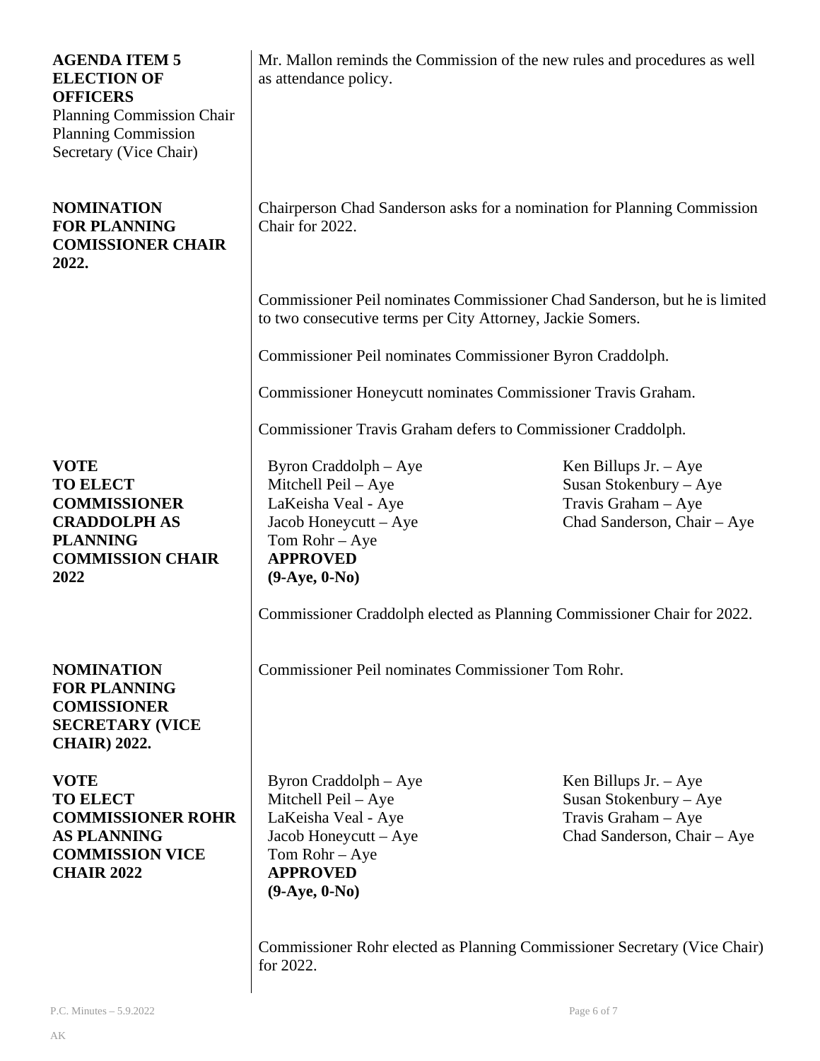**AGENDA ITEM 5**
**ELECTION OF OFFICERS**
Planning Commission Chair
Planning Commission Secretary (Vice Chair)

Mr. Mallon reminds the Commission of the new rules and procedures as well as attendance policy.

**NOMINATION FOR PLANNING COMISSIONER CHAIR 2022.**

Chairperson Chad Sanderson asks for a nomination for Planning Commission Chair for 2022.

Commissioner Peil nominates Commissioner Chad Sanderson, but he is limited to two consecutive terms per City Attorney, Jackie Somers.

Commissioner Peil nominates Commissioner Byron Craddolph.

Commissioner Honeycutt nominates Commissioner Travis Graham.

Commissioner Travis Graham defers to Commissioner Craddolph.

**VOTE TO ELECT COMMISSIONER CRADDOLPH AS PLANNING COMMISSION CHAIR 2022**

Byron Craddolph – Aye
Mitchell Peil – Aye
LaKeisha Veal - Aye
Jacob Honeycutt – Aye
Tom Rohr – Aye
Ken Billups Jr. – Aye
Susan Stokenbury – Aye
Travis Graham – Aye
Chad Sanderson, Chair – Aye

**APPROVED**
**(9-Aye, 0-No)**

Commissioner Craddolph elected as Planning Commissioner Chair for 2022.

**NOMINATION FOR PLANNING COMISSIONER SECRETARY (VICE CHAIR) 2022.**

Commissioner Peil nominates Commissioner Tom Rohr.

**VOTE TO ELECT COMMISSIONER ROHR AS PLANNING COMMISSION VICE CHAIR 2022**

Byron Craddolph – Aye
Mitchell Peil – Aye
LaKeisha Veal - Aye
Jacob Honeycutt – Aye
Tom Rohr – Aye
Ken Billups Jr. – Aye
Susan Stokenbury – Aye
Travis Graham – Aye
Chad Sanderson, Chair – Aye

**APPROVED**
**(9-Aye, 0-No)**

Commissioner Rohr elected as Planning Commissioner Secretary (Vice Chair) for 2022.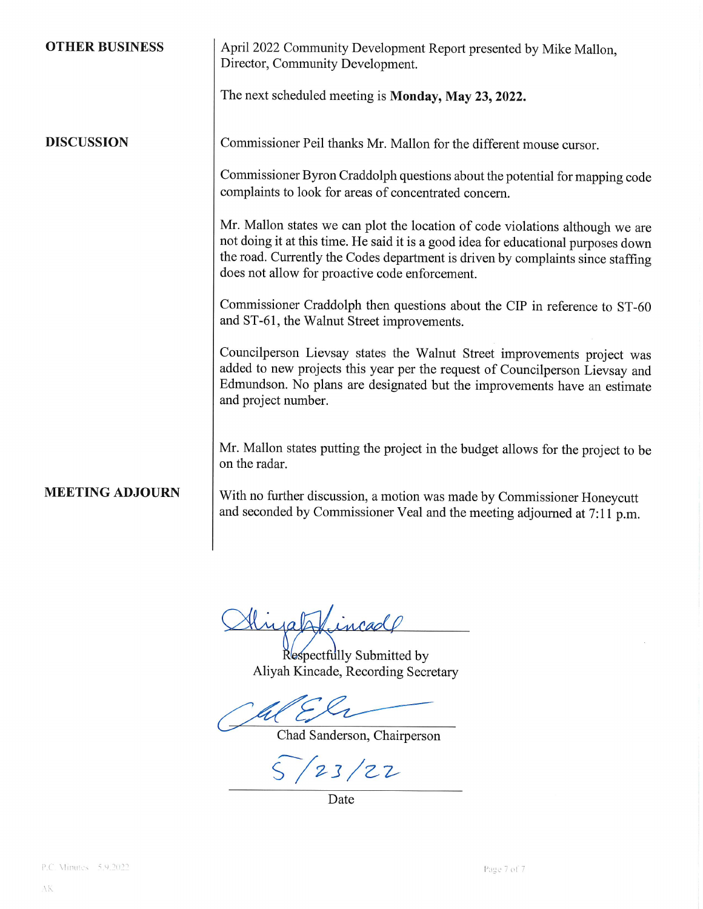**OTHER BUSINESS**

April 2022 Community Development Report presented by Mike Mallon, Director, Community Development.

The next scheduled meeting is **Monday, May 23, 2022.**

**DISCUSSION**

Commissioner Peil thanks Mr. Mallon for the different mouse cursor.

Commissioner Byron Craddolph questions about the potential for mapping code complaints to look for areas of concentrated concern.

Mr. Mallon states we can plot the location of code violations although we are not doing it at this time. He said it is a good idea for educational purposes down the road. Currently the Codes department is driven by complaints since staffing does not allow for proactive code enforcement.

Commissioner Craddolph then questions about the CIP in reference to ST-60 and ST-61, the Walnut Street improvements.

Councilperson Lievsay states the Walnut Street improvements project was added to new projects this year per the request of Councilperson Lievsay and Edmundson. No plans are designated but the improvements have an estimate and project number.

Mr. Mallon states putting the project in the budget allows for the project to be on the radar.

**MEETING ADJOURN**

With no further discussion, a motion was made by Commissioner Honeycutt and seconded by Commissioner Veal and the meeting adjourned at 7:11 p.m.

Respectfully Submitted by
Aliyah Kincade, Recording Secretary

Chad Sanderson, Chairperson

5/23/22
Date

P.C. Minutes 5.9.2022
AK